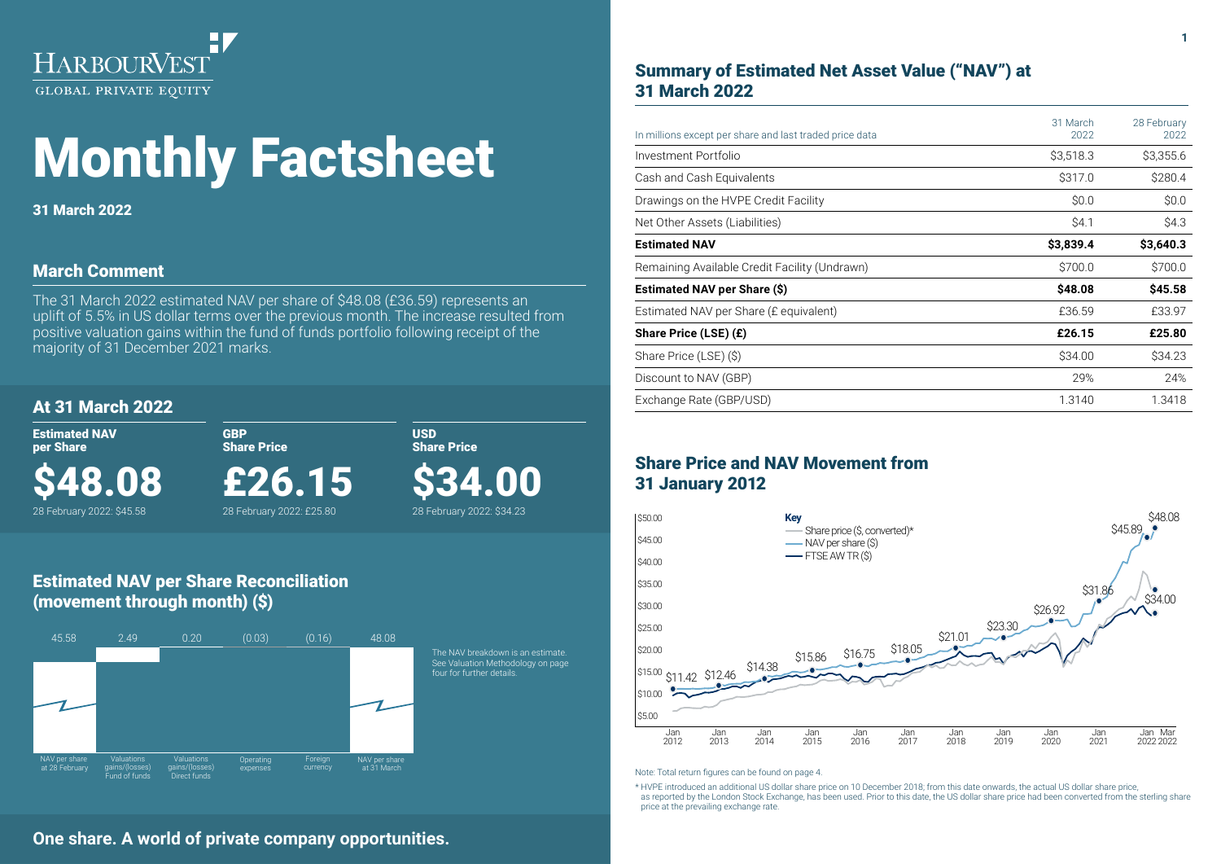HARBOURVEST
GLOBAL PRIVATE EQUITY

# Monthly Factsheet

**31 March 2022**

## March Comment

The 31 March 2022 estimated NAV per share of $48.08 (£36.59) represents an uplift of 5.5% in US dollar terms over the previous month. The increase resulted from positive valuation gains within the fund of funds portfolio following receipt of the majority of 31 December 2021 marks.

## At 31 March 2022

| Estimated NAV per Share | GBP Share Price | USD Share Price |
|---|---|---|
| **$48.08** | **£26.15** | **$34.00** |
| 28 February 2022: $45.58 | 28 February 2022: £25.80 | 28 February 2022: $34.23 |

## Estimated NAV per Share Reconciliation (movement through month) ($)

| NAV per share at 28 February | Valuations gains/(losses) Fund of funds | Valuations gains/(losses) Direct funds | Operating expenses | Foreign currency | NAV per share at 31 March |
|---|---|---|---|---|---|
| 45.58 | 2.49 | 0.20 | (0.03) | (0.16) | 48.08 |

The NAV breakdown is an estimate. See Valuation Methodology on page four for further details.

## Summary of Estimated Net Asset Value ("NAV") at 31 March 2022

| In millions except per share and last traded price data | 31 March 2022 | 28 February 2022 |
|---|---|---|
| Investment Portfolio | $3,518.3 | $3,355.6 |
| Cash and Cash Equivalents | $317.0 | $280.4 |
| Drawings on the HVPE Credit Facility | $0.0 | $0.0 |
| Net Other Assets (Liabilities) | $4.1 | $4.3 |
| **Estimated NAV** | **$3,839.4** | **$3,640.3** |
| Remaining Available Credit Facility (Undrawn) | $700.0 | $700.0 |
| **Estimated NAV per Share ($)** | **$48.08** | **$45.58** |
| Estimated NAV per Share (£ equivalent) | £36.59 | £33.97 |
| **Share Price (LSE) (£)** | **£26.15** | **£25.80** |
| Share Price (LSE) ($) | $34.00 | $34.23 |
| Discount to NAV (GBP) | 29% | 24% |
| Exchange Rate (GBP/USD) | 1.3140 | 1.3418 |

## Share Price and NAV Movement from 31 January 2012

Key: Share price ($, converted)*; NAV per share ($); FTSE AW TR ($)

NAV per share data points: $11.42 (Jan 2012), $12.46 (Jan 2013), $14.38 (Jan 2014), $15.86 (Jan 2015), $16.75 (Jan 2016), $18.05 (Jan 2017), $21.01 (Jan 2018), $23.30 (Jan 2019), $26.92 (Jan 2020), $31.86 (Jan 2021), $45.89 (Jan 2022), $48.08 (Mar 2022). Share price: $34.00 (Mar 2022).

Note: Total return figures can be found on page 4.

* HVPE introduced an additional US dollar share price on 10 December 2018; from this date onwards, the actual US dollar share price, as reported by the London Stock Exchange, has been used. Prior to this date, the US dollar share price had been converted from the sterling share price at the prevailing exchange rate.

**One share. A world of private company opportunities.**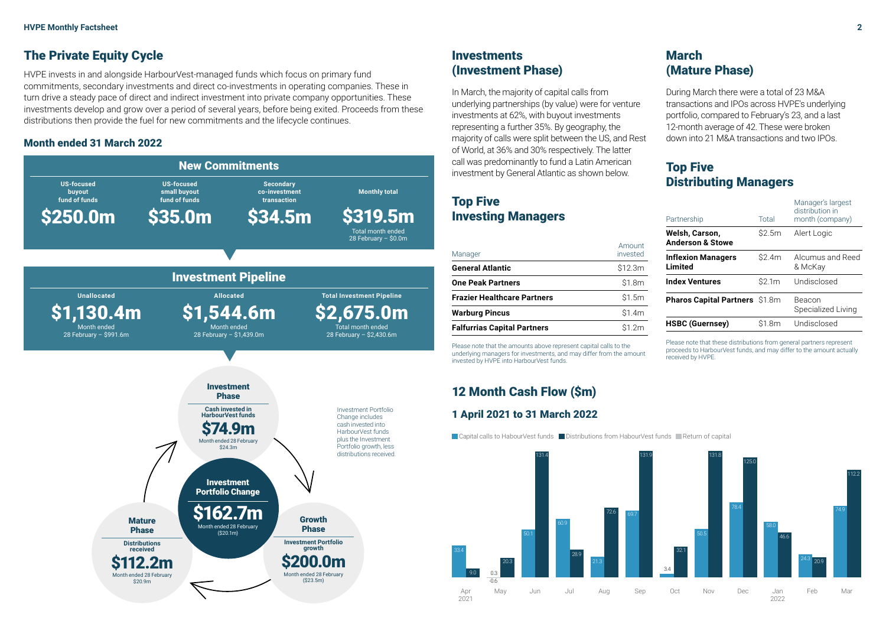## The Private Equity Cycle

HVPE invests in and alongside HarbourVest-managed funds which focus on primary fund commitments, secondary investments and direct co-investments in operating companies. These in turn drive a steady pace of direct and indirect investment into private company opportunities. These investments develop and grow over a period of several years, before being exited. Proceeds from these distributions then provide the fuel for new commitments and the lifecycle continues.

### Month ended 31 March 2022

#### New Commitments

| US-focused buyout fund of funds | US-focused small buyout fund of funds | Secondary co-investment transaction | Monthly total |
|---|---|---|---|
| $250.0m | $35.0m | $34.5m | $319.5m |
| | | | Total month ended 28 February – $0.0m |

#### Investment Pipeline

| Unallocated | Allocated | Total Investment Pipeline |
|---|---|---|
| $1,130.4m | $1,544.6m | $2,675.0m |
| Month ended 28 February – $991.6m | Month ended 28 February – $1,439.0m | Total month ended 28 February – $2,430.6m |

**Investment Phase**
Cash invested in HarbourVest funds
**$74.9m**
Month ended 28 February $24.3m

**Investment Portfolio Change**
**$162.7m**
Month ended 28 February ($20.1m)

Investment Portfolio Change includes cash invested into HarbourVest funds plus the Investment Portfolio growth, less distributions received.

**Growth Phase**
Investment Portfolio growth
**$200.0m**
Month ended 28 February ($23.5m)

**Mature Phase**
Distributions received
**$112.2m**
Month ended 28 February $20.9m

## Investments (Investment Phase)

In March, the majority of capital calls from underlying partnerships (by value) were for venture investments at 62%, with buyout investments representing a further 35%. By geography, the majority of calls were split between the US, and Rest of World, at 36% and 30% respectively. The latter call was predominantly to fund a Latin American investment by General Atlantic as shown below.

## Top Five Investing Managers

| Manager | Amount invested |
|---|---|
| **General Atlantic** | $12.3m |
| **One Peak Partners** | $1.8m |
| **Frazier Healthcare Partners** | $1.5m |
| **Warburg Pincus** | $1.4m |
| **Falfurrias Capital Partners** | $1.2m |

Please note that the amounts above represent capital calls to the underlying managers for investments, and may differ from the amount invested by HVPE into HarbourVest funds.

## March (Mature Phase)

During March there were a total of 23 M&A transactions and IPOs across HVPE's underlying portfolio, compared to February's 23, and a last 12-month average of 42. These were broken down into 21 M&A transactions and two IPOs.

## Top Five Distributing Managers

| Partnership | Total | Manager's largest distribution in month (company) |
|---|---|---|
| **Welsh, Carson, Anderson & Stowe** | $2.5m | Alert Logic |
| **Inflexion Managers Limited** | $2.4m | Alcumus and Reed & McKay |
| **Index Ventures** | $2.1m | Undisclosed |
| **Pharos Capital Partners** | $1.8m | Beacon Specialized Living |
| **HSBC (Guernsey)** | $1.8m | Undisclosed |

Please note that these distributions from general partners represent proceeds to HarbourVest funds, and may differ to the amount actually received by HVPE.

## 12 Month Cash Flow ($m)

### 1 April 2021 to 31 March 2022

| Month | Capital calls to HabourVest funds | Distributions from HabourVest funds |
|---|---|---|
| Apr 2021 | 33.4 | 9.0 |
| May | 0.3 / -0.6 | 20.3 |
| Jun | 50.1 | 131.4 |
| Jul | 60.9 | 28.9 |
| Aug | 21.3 | 72.6 |
| Sep | 69.7 | 131.9 |
| Oct | 3.4 | 32.1 |
| Nov | 50.5 | 131.8 |
| Dec | 78.4 | 125.0 |
| Jan 2022 | 58.0 | 46.6 |
| Feb | 24.3 | 20.9 |
| Mar | 74.9 | 112.2 |

Legend: Capital calls to HabourVest funds; Distributions from HabourVest funds; Return of capital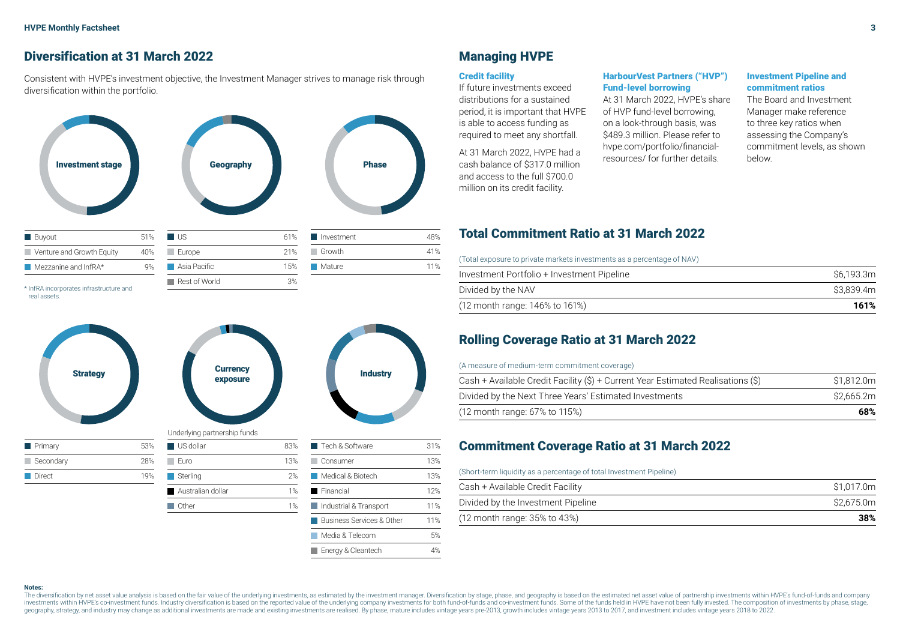## Diversification at 31 March 2022

Consistent with HVPE's investment objective, the Investment Manager strives to manage risk through diversification within the portfolio.

**Investment stage**

| | |
|---|---|
| Buyout | 51% |
| Venture and Growth Equity | 40% |
| Mezzanine and InfRA* | 9% |

\* InfRA incorporates infrastructure and real assets.

**Geography**

| | |
|---|---|
| US | 61% |
| Europe | 21% |
| Asia Pacific | 15% |
| Rest of World | 3% |

**Phase**

| | |
|---|---|
| Investment | 48% |
| Growth | 41% |
| Mature | 11% |

**Strategy**

| | |
|---|---|
| Primary | 53% |
| Secondary | 28% |
| Direct | 19% |

**Currency exposure**

Underlying partnership funds

| | |
|---|---|
| US dollar | 83% |
| Euro | 13% |
| Sterling | 2% |
| Australian dollar | 1% |
| Other | 1% |

**Industry**

| | |
|---|---|
| Tech & Software | 31% |
| Consumer | 13% |
| Medical & Biotech | 13% |
| Financial | 12% |
| Industrial & Transport | 11% |
| Business Services & Other | 11% |
| Media & Telecom | 5% |
| Energy & Cleantech | 4% |

## Managing HVPE

### Credit facility

If future investments exceed distributions for a sustained period, it is important that HVPE is able to access funding as required to meet any shortfall.

At 31 March 2022, HVPE had a cash balance of $317.0 million and access to the full $700.0 million on its credit facility.

### HarbourVest Partners ("HVP") Fund-level borrowing

At 31 March 2022, HVPE's share of HVP fund-level borrowing, on a look-through basis, was $489.3 million. Please refer to hvpe.com/portfolio/financial-resources/ for further details.

### Investment Pipeline and commitment ratios

The Board and Investment Manager make reference to three key ratios when assessing the Company's commitment levels, as shown below.

## Total Commitment Ratio at 31 March 2022

(Total exposure to private markets investments as a percentage of NAV)

| | |
|---|---|
| Investment Portfolio + Investment Pipeline | $6,193.3m |
| Divided by the NAV | $3,839.4m |
| (12 month range: 146% to 161%) | **161%** |

## Rolling Coverage Ratio at 31 March 2022

(A measure of medium-term commitment coverage)

| | |
|---|---|
| Cash + Available Credit Facility ($) + Current Year Estimated Realisations ($) | $1,812.0m |
| Divided by the Next Three Years' Estimated Investments | $2,665.2m |
| (12 month range: 67% to 115%) | **68%** |

## Commitment Coverage Ratio at 31 March 2022

(Short-term liquidity as a percentage of total Investment Pipeline)

| | |
|---|---|
| Cash + Available Credit Facility | $1,017.0m |
| Divided by the Investment Pipeline | $2,675.0m |
| (12 month range: 35% to 43%) | **38%** |

**Notes:**

The diversification by net asset value analysis is based on the fair value of the underlying investments, as estimated by the investment manager. Diversification by stage, phase, and geography is based on the estimated net asset value of partnership investments within HVPE's fund-of-funds and company investments within HVPE's co-investment funds. Industry diversification is based on the reported value of the underlying company investments for both fund-of-funds and co-investment funds. Some of the funds held in HVPE have not been fully invested. The composition of investments by phase, stage, geography, strategy, and industry may change as additional investments are made and existing investments are realised. By phase, mature includes vintage years pre-2013, growth includes vintage years 2013 to 2017, and investment includes vintage years 2018 to 2022.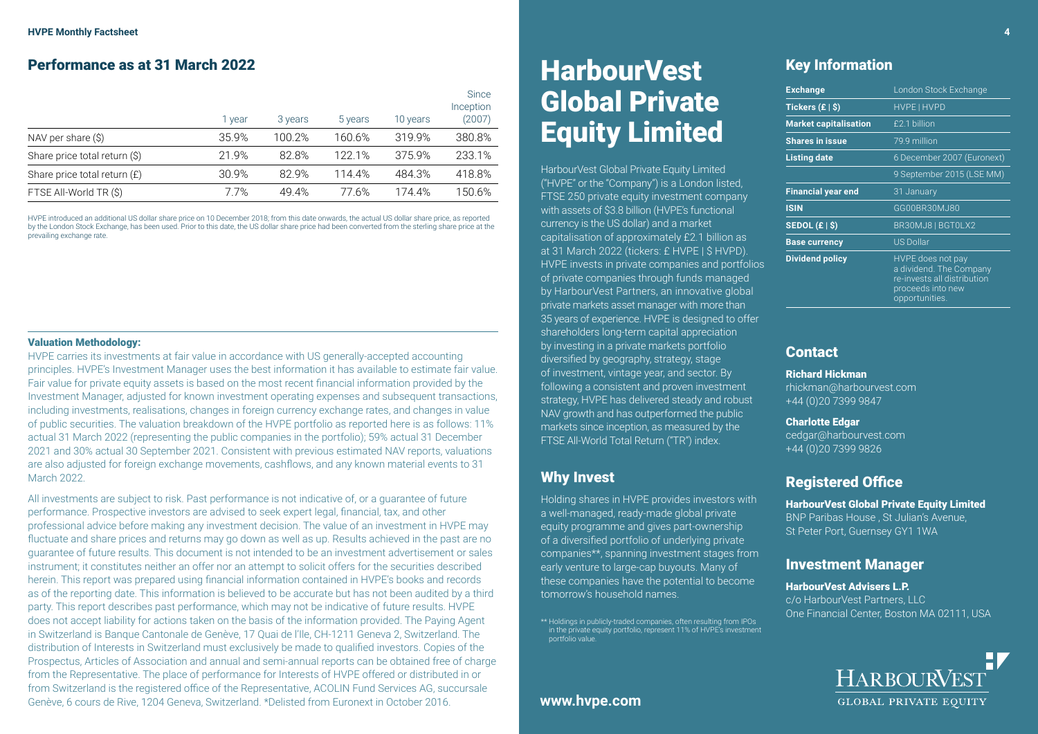## Performance as at 31 March 2022

| | 1 year | 3 years | 5 years | 10 years | Since Inception (2007) |
|---|---|---|---|---|---|
| NAV per share ($) | 35.9% | 100.2% | 160.6% | 319.9% | 380.8% |
| Share price total return ($) | 21.9% | 82.8% | 122.1% | 375.9% | 233.1% |
| Share price total return (£) | 30.9% | 82.9% | 114.4% | 484.3% | 418.8% |
| FTSE All-World TR ($) | 7.7% | 49.4% | 77.6% | 174.4% | 150.6% |

HVPE introduced an additional US dollar share price on 10 December 2018; from this date onwards, the actual US dollar share price, as reported by the London Stock Exchange, has been used. Prior to this date, the US dollar share price had been converted from the sterling share price at the prevailing exchange rate.

**Valuation Methodology:**

HVPE carries its investments at fair value in accordance with US generally-accepted accounting principles. HVPE's Investment Manager uses the best information it has available to estimate fair value. Fair value for private equity assets is based on the most recent financial information provided by the Investment Manager, adjusted for known investment operating expenses and subsequent transactions, including investments, realisations, changes in foreign currency exchange rates, and changes in value of public securities. The valuation breakdown of the HVPE portfolio as reported here is as follows: 11% actual 31 March 2022 (representing the public companies in the portfolio); 59% actual 31 December 2021 and 30% actual 30 September 2021. Consistent with previous estimated NAV reports, valuations are also adjusted for foreign exchange movements, cashflows, and any known material events to 31 March 2022.

All investments are subject to risk. Past performance is not indicative of, or a guarantee of future performance. Prospective investors are advised to seek expert legal, financial, tax, and other professional advice before making any investment decision. The value of an investment in HVPE may fluctuate and share prices and returns may go down as well as up. Results achieved in the past are no guarantee of future results. This document is not intended to be an investment advertisement or sales instrument; it constitutes neither an offer nor an attempt to solicit offers for the securities described herein. This report was prepared using financial information contained in HVPE's books and records as of the reporting date. This information is believed to be accurate but has not been audited by a third party. This report describes past performance, which may not be indicative of future results. HVPE does not accept liability for actions taken on the basis of the information provided. The Paying Agent in Switzerland is Banque Cantonale de Genève, 17 Quai de l'Ile, CH-1211 Geneva 2, Switzerland. The distribution of Interests in Switzerland must exclusively be made to qualified investors. Copies of the Prospectus, Articles of Association and annual and semi-annual reports can be obtained free of charge from the Representative. The place of performance for Interests of HVPE offered or distributed in or from Switzerland is the registered office of the Representative, ACOLIN Fund Services AG, succursale Genève, 6 cours de Rive, 1204 Geneva, Switzerland. *Delisted from Euronext in October 2016.

# HarbourVest Global Private Equity Limited

HarbourVest Global Private Equity Limited ("HVPE" or the "Company") is a London listed, FTSE 250 private equity investment company with assets of $3.8 billion (HVPE's functional currency is the US dollar) and a market capitalisation of approximately £2.1 billion as at 31 March 2022 (tickers: £ HVPE | $ HVPD). HVPE invests in private companies and portfolios of private companies through funds managed by HarbourVest Partners, an innovative global private markets asset manager with more than 35 years of experience. HVPE is designed to offer shareholders long-term capital appreciation by investing in a private markets portfolio diversified by geography, strategy, stage of investment, vintage year, and sector. By following a consistent and proven investment strategy, HVPE has delivered steady and robust NAV growth and has outperformed the public markets since inception, as measured by the FTSE All-World Total Return ("TR") index.

## Why Invest

Holding shares in HVPE provides investors with a well-managed, ready-made global private equity programme and gives part-ownership of a diversified portfolio of underlying private companies**, spanning investment stages from early venture to large-cap buyouts. Many of these companies have the potential to become tomorrow's household names.

** Holdings in publicly-traded companies, often resulting from IPOs in the private equity portfolio, represent 11% of HVPE's investment portfolio value.

**www.hvpe.com**

## Key Information

| | |
|---|---|
| **Exchange** | London Stock Exchange |
| **Tickers (£ \| $)** | HVPE \| HVPD |
| **Market capitalisation** | £2.1 billion |
| **Shares in issue** | 79.9 million |
| **Listing date** | 6 December 2007 (Euronext) |
| | 9 September 2015 (LSE MM) |
| **Financial year end** | 31 January |
| **ISIN** | GG00BR30MJ80 |
| **SEDOL (£ \| $)** | BR30MJ8 \| BGT0LX2 |
| **Base currency** | US Dollar |
| **Dividend policy** | HVPE does not pay a dividend. The Company re-invests all distribution proceeds into new opportunities. |

## Contact

**Richard Hickman**
rhickman@harbourvest.com
+44 (0)20 7399 9847

**Charlotte Edgar**
cedgar@harbourvest.com
+44 (0)20 7399 9826

## Registered Office

**HarbourVest Global Private Equity Limited**
BNP Paribas House , St Julian's Avenue,
St Peter Port, Guernsey GY1 1WA

## Investment Manager

**HarbourVest Advisers L.P.**
c/o HarbourVest Partners, LLC
One Financial Center, Boston MA 02111, USA

HARBOURVEST
GLOBAL PRIVATE EQUITY